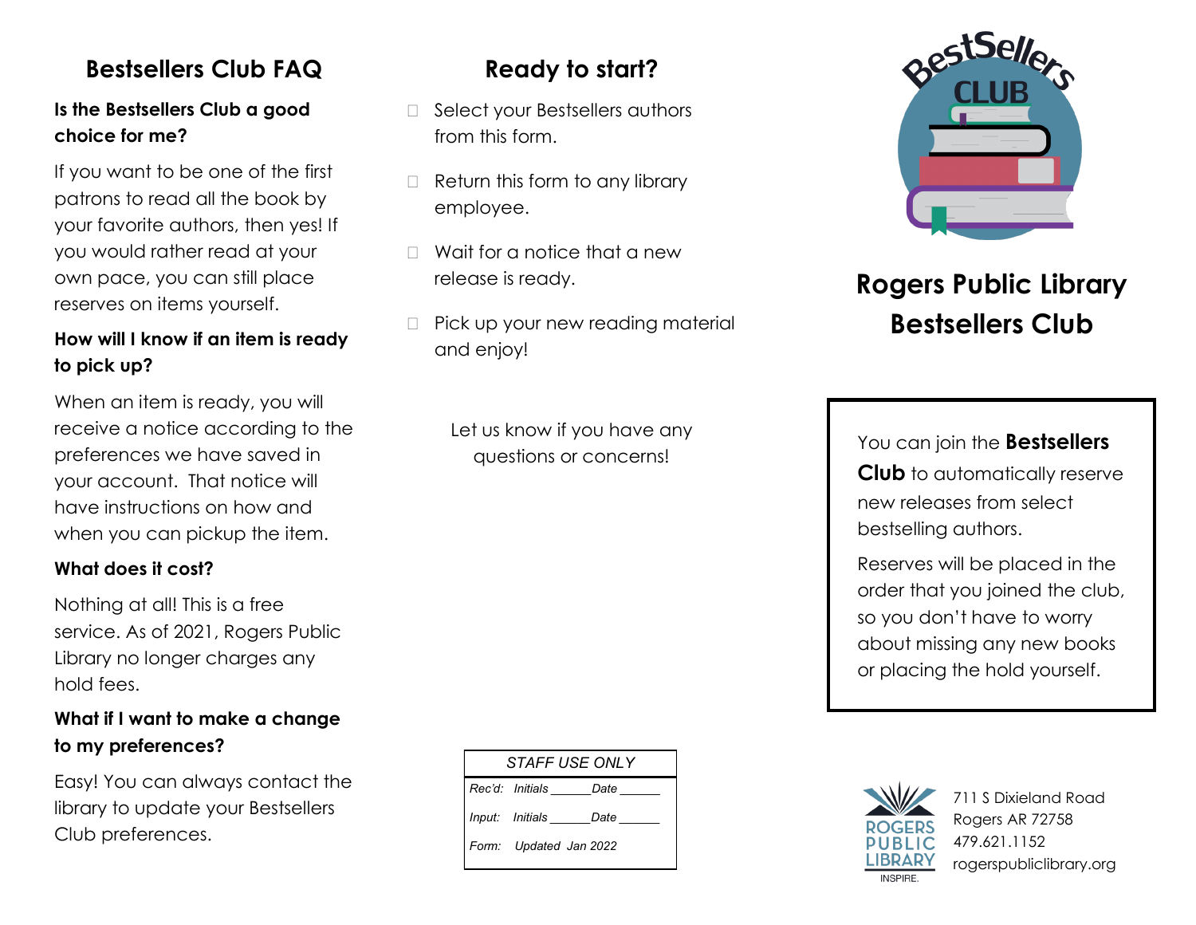## Bestsellers Club FAQ

**Is the Bestsellers Club a good choice for me?**

If you want to be one of the first patrons to read all the book by your favorite authors, then yes! If you would rather read at your own pace, you can still place reserves on items yourself.

**How will I know if an item is ready to pick up?**

When an item is ready, you will receive a notice according to the preferences we have saved in your account. That notice will have instructions on how and when you can pickup the item.

**What does it cost?**

Nothing at all! This is a free service. As of 2021, Rogers Public Library no longer charges any hold fees.

**What if I want to make a change to my preferences?**

Easy! You can always contact the library to update your Bestsellers Club preferences.

## Ready to start?

- ☐ Select your Bestsellers authors from this form.
- ☐ Return this form to any library employee.
- ☐ Wait for a notice that a new release is ready.
- ☐ Pick up your new reading material and enjoy!

Let us know if you have any questions or concerns!

| *STAFF USE ONLY* |
|---|
| *Rec'd: Initials ______ Date ______* |
| *Input: Initials ______ Date ______* |
| *Form: Updated Jan 2022* |

BestSellers CLUB

# Rogers Public Library Bestsellers Club

You can join the **Bestsellers Club** to automatically reserve new releases from select bestselling authors.

Reserves will be placed in the order that you joined the club, so you don't have to worry about missing any new books or placing the hold yourself.

ROGERS PUBLIC LIBRARY INSPIRE.

711 S Dixieland Road
Rogers AR 72758
479.621.1152
rogerspubliclibrary.org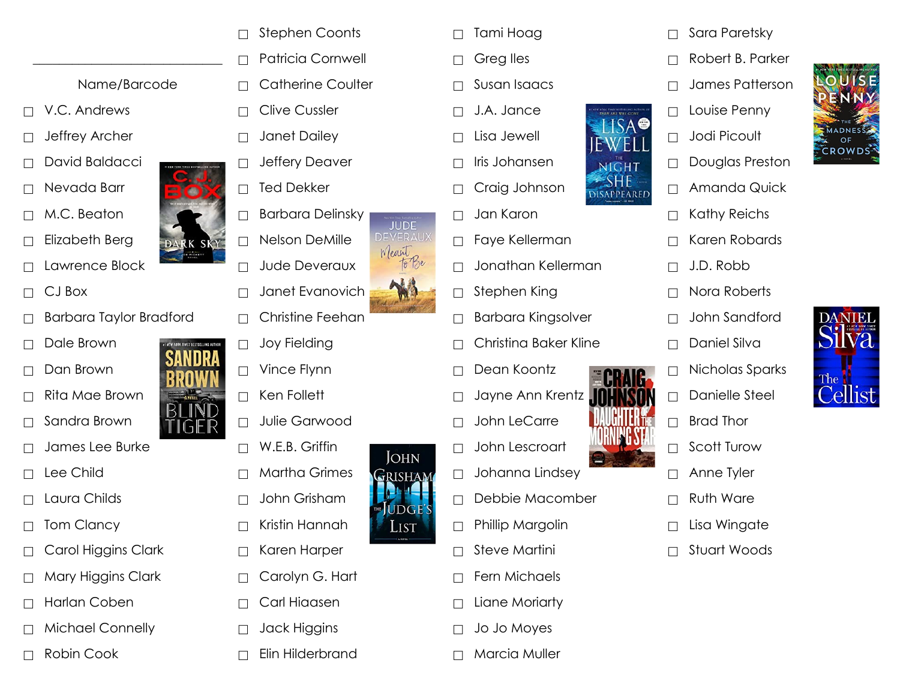______________________________

Name/Barcode

- ☐ V.C. Andrews
- ☐ Jeffrey Archer
- ☐ David Baldacci
- ☐ Nevada Barr
- ☐ M.C. Beaton
- ☐ Elizabeth Berg
- ☐ Lawrence Block
- ☐ CJ Box
- ☐ Barbara Taylor Bradford
- ☐ Dale Brown
- ☐ Dan Brown
- ☐ Rita Mae Brown
- ☐ Sandra Brown
- ☐ James Lee Burke
- ☐ Lee Child
- ☐ Laura Childs
- ☐ Tom Clancy
- ☐ Carol Higgins Clark
- ☐ Mary Higgins Clark
- ☐ Harlan Coben
- ☐ Michael Connelly
- ☐ Robin Cook
- ☐ Stephen Coonts
- ☐ Patricia Cornwell
- ☐ Catherine Coulter
- ☐ Clive Cussler
- ☐ Janet Dailey
- ☐ Jeffery Deaver
- ☐ Ted Dekker
- ☐ Barbara Delinsky
- ☐ Nelson DeMille
- ☐ Jude Deveraux
- ☐ Janet Evanovich
- ☐ Christine Feehan
- ☐ Joy Fielding
- ☐ Vince Flynn
- ☐ Ken Follett
- ☐ Julie Garwood
- ☐ W.E.B. Griffin
- ☐ Martha Grimes
- ☐ John Grisham
- ☐ Kristin Hannah
- ☐ Karen Harper
- ☐ Carolyn G. Hart
- ☐ Carl Hiaasen
- ☐ Jack Higgins
- ☐ Elin Hilderbrand
- ☐ Tami Hoag
- ☐ Greg Iles
- ☐ Susan Isaacs
- ☐ J.A. Jance
- ☐ Lisa Jewell
- ☐ Iris Johansen
- ☐ Craig Johnson
- ☐ Jan Karon
- ☐ Faye Kellerman
- ☐ Jonathan Kellerman
- ☐ Stephen King
- ☐ Barbara Kingsolver
- ☐ Christina Baker Kline
- ☐ Dean Koontz
- ☐ Jayne Ann Krentz
- ☐ John LeCarre
- ☐ John Lescroart
- ☐ Johanna Lindsey
- ☐ Debbie Macomber
- ☐ Phillip Margolin
- ☐ Steve Martini
- ☐ Fern Michaels
- ☐ Liane Moriarty
- ☐ Jo Jo Moyes
- ☐ Marcia Muller
- ☐ Sara Paretsky
- ☐ Robert B. Parker
- ☐ James Patterson
- ☐ Louise Penny
- ☐ Jodi Picoult
- ☐ Douglas Preston
- ☐ Amanda Quick
- ☐ Kathy Reichs
- ☐ Karen Robards
- ☐ J.D. Robb
- ☐ Nora Roberts
- ☐ John Sandford
- ☐ Daniel Silva
- ☐ Nicholas Sparks
- ☐ Danielle Steel
- ☐ Brad Thor
- ☐ Scott Turow
- ☐ Anne Tyler
- ☐ Ruth Ware
- ☐ Lisa Wingate
- ☐ Stuart Woods